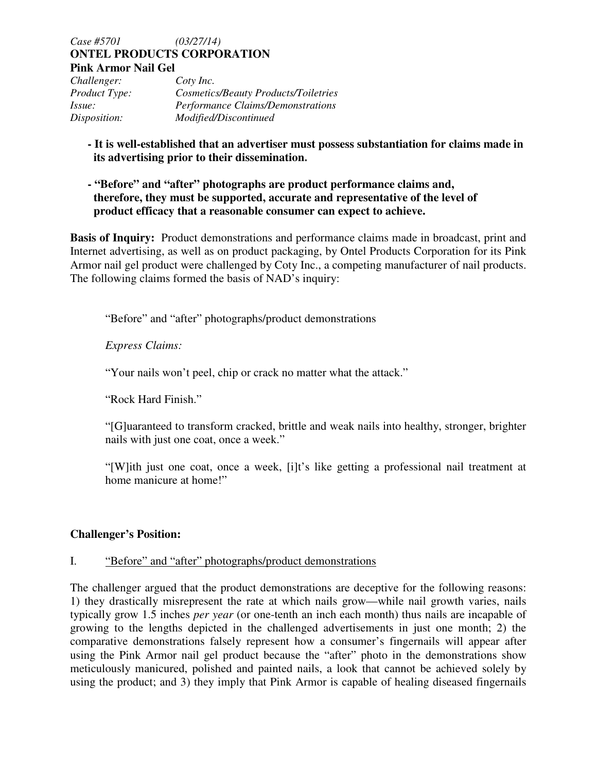*Case #5701* *(03/27/14)*

**ONTEL PRODUCTS CORPORATION**

**Pink Armor Nail Gel**

*Challenger:* *Coty Inc.*
*Product Type:* *Cosmetics/Beauty Products/Toiletries*
*Issue:* *Performance Claims/Demonstrations*
*Disposition:* *Modified/Discontinued*

- **It is well-established that an advertiser must possess substantiation for claims made in its advertising prior to their dissemination.**

- **"Before" and "after" photographs are product performance claims and, therefore, they must be supported, accurate and representative of the level of product efficacy that a reasonable consumer can expect to achieve.**

**Basis of Inquiry:** Product demonstrations and performance claims made in broadcast, print and Internet advertising, as well as on product packaging, by Ontel Products Corporation for its Pink Armor nail gel product were challenged by Coty Inc., a competing manufacturer of nail products. The following claims formed the basis of NAD's inquiry:

> "Before" and "after" photographs/product demonstrations
>
> *Express Claims:*
>
> "Your nails won't peel, chip or crack no matter what the attack."
>
> "Rock Hard Finish."
>
> "[G]uaranteed to transform cracked, brittle and weak nails into healthy, stronger, brighter nails with just one coat, once a week."
>
> "[W]ith just one coat, once a week, [i]t's like getting a professional nail treatment at home manicure at home!"

**Challenger's Position:**

I. <u>"Before" and "after" photographs/product demonstrations</u>

The challenger argued that the product demonstrations are deceptive for the following reasons: 1) they drastically misrepresent the rate at which nails grow—while nail growth varies, nails typically grow 1.5 inches *per year* (or one-tenth an inch each month) thus nails are incapable of growing to the lengths depicted in the challenged advertisements in just one month; 2) the comparative demonstrations falsely represent how a consumer's fingernails will appear after using the Pink Armor nail gel product because the "after" photo in the demonstrations show meticulously manicured, polished and painted nails, a look that cannot be achieved solely by using the product; and 3) they imply that Pink Armor is capable of healing diseased fingernails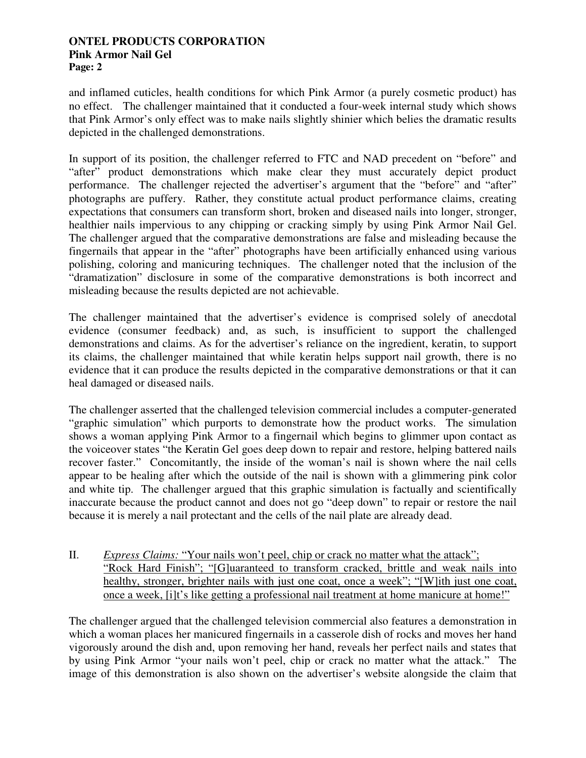and inflamed cuticles, health conditions for which Pink Armor (a purely cosmetic product) has no effect. The challenger maintained that it conducted a four-week internal study which shows that Pink Armor's only effect was to make nails slightly shinier which belies the dramatic results depicted in the challenged demonstrations.

In support of its position, the challenger referred to FTC and NAD precedent on "before" and "after" product demonstrations which make clear they must accurately depict product performance. The challenger rejected the advertiser's argument that the "before" and "after" photographs are puffery. Rather, they constitute actual product performance claims, creating expectations that consumers can transform short, broken and diseased nails into longer, stronger, healthier nails impervious to any chipping or cracking simply by using Pink Armor Nail Gel. The challenger argued that the comparative demonstrations are false and misleading because the fingernails that appear in the "after" photographs have been artificially enhanced using various polishing, coloring and manicuring techniques. The challenger noted that the inclusion of the "dramatization" disclosure in some of the comparative demonstrations is both incorrect and misleading because the results depicted are not achievable.

The challenger maintained that the advertiser's evidence is comprised solely of anecdotal evidence (consumer feedback) and, as such, is insufficient to support the challenged demonstrations and claims. As for the advertiser's reliance on the ingredient, keratin, to support its claims, the challenger maintained that while keratin helps support nail growth, there is no evidence that it can produce the results depicted in the comparative demonstrations or that it can heal damaged or diseased nails.

The challenger asserted that the challenged television commercial includes a computer-generated "graphic simulation" which purports to demonstrate how the product works. The simulation shows a woman applying Pink Armor to a fingernail which begins to glimmer upon contact as the voiceover states "the Keratin Gel goes deep down to repair and restore, helping battered nails recover faster." Concomitantly, the inside of the woman's nail is shown where the nail cells appear to be healing after which the outside of the nail is shown with a glimmering pink color and white tip. The challenger argued that this graphic simulation is factually and scientifically inaccurate because the product cannot and does not go "deep down" to repair or restore the nail because it is merely a nail protectant and the cells of the nail plate are already dead.

II. *Express Claims:* "Your nails won't peel, chip or crack no matter what the attack"; "Rock Hard Finish"; "[G]uaranteed to transform cracked, brittle and weak nails into healthy, stronger, brighter nails with just one coat, once a week"; "[W]ith just one coat, once a week, [i]t's like getting a professional nail treatment at home manicure at home!"

The challenger argued that the challenged television commercial also features a demonstration in which a woman places her manicured fingernails in a casserole dish of rocks and moves her hand vigorously around the dish and, upon removing her hand, reveals her perfect nails and states that by using Pink Armor "your nails won't peel, chip or crack no matter what the attack." The image of this demonstration is also shown on the advertiser's website alongside the claim that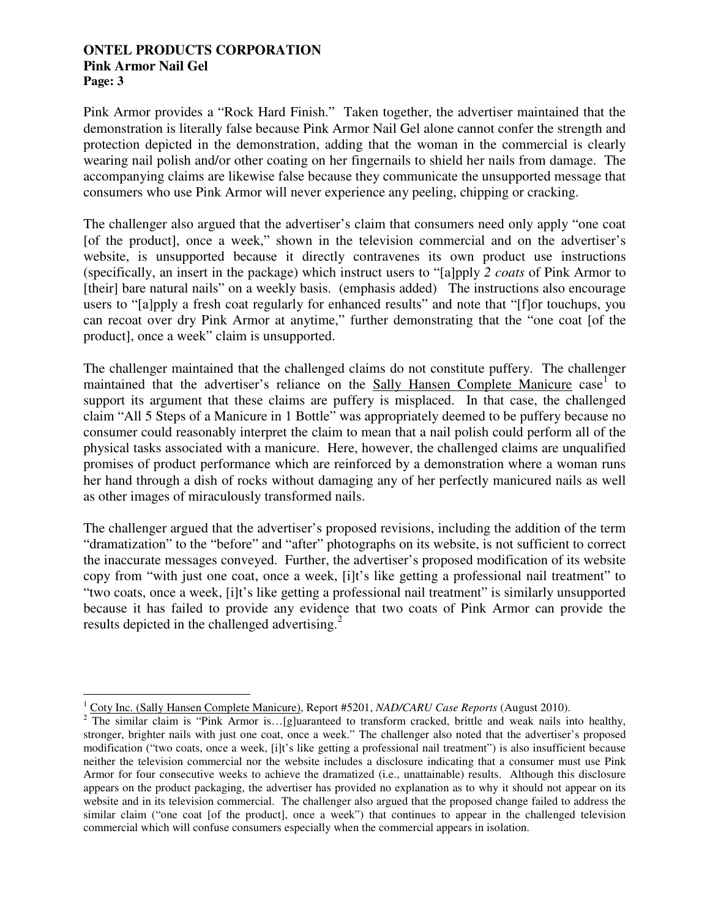Pink Armor provides a "Rock Hard Finish." Taken together, the advertiser maintained that the demonstration is literally false because Pink Armor Nail Gel alone cannot confer the strength and protection depicted in the demonstration, adding that the woman in the commercial is clearly wearing nail polish and/or other coating on her fingernails to shield her nails from damage. The accompanying claims are likewise false because they communicate the unsupported message that consumers who use Pink Armor will never experience any peeling, chipping or cracking.

The challenger also argued that the advertiser's claim that consumers need only apply "one coat [of the product], once a week," shown in the television commercial and on the advertiser's website, is unsupported because it directly contravenes its own product use instructions (specifically, an insert in the package) which instruct users to "[a]pply *2 coats* of Pink Armor to [their] bare natural nails" on a weekly basis. (emphasis added) The instructions also encourage users to "[a]pply a fresh coat regularly for enhanced results" and note that "[f]or touchups, you can recoat over dry Pink Armor at anytime," further demonstrating that the "one coat [of the product], once a week" claim is unsupported.

The challenger maintained that the challenged claims do not constitute puffery. The challenger maintained that the advertiser's reliance on the Sally Hansen Complete Manicure case[1] to support its argument that these claims are puffery is misplaced. In that case, the challenged claim "All 5 Steps of a Manicure in 1 Bottle" was appropriately deemed to be puffery because no consumer could reasonably interpret the claim to mean that a nail polish could perform all of the physical tasks associated with a manicure. Here, however, the challenged claims are unqualified promises of product performance which are reinforced by a demonstration where a woman runs her hand through a dish of rocks without damaging any of her perfectly manicured nails as well as other images of miraculously transformed nails.

The challenger argued that the advertiser's proposed revisions, including the addition of the term "dramatization" to the "before" and "after" photographs on its website, is not sufficient to correct the inaccurate messages conveyed. Further, the advertiser's proposed modification of its website copy from "with just one coat, once a week, [i]t's like getting a professional nail treatment" to "two coats, once a week, [i]t's like getting a professional nail treatment" is similarly unsupported because it has failed to provide any evidence that two coats of Pink Armor can provide the results depicted in the challenged advertising.[2]

---

[1] Coty Inc. (Sally Hansen Complete Manicure), Report #5201, *NAD/CARU Case Reports* (August 2010).

[2] The similar claim is "Pink Armor is…[g]uaranteed to transform cracked, brittle and weak nails into healthy, stronger, brighter nails with just one coat, once a week." The challenger also noted that the advertiser's proposed modification ("two coats, once a week, [i]t's like getting a professional nail treatment") is also insufficient because neither the television commercial nor the website includes a disclosure indicating that a consumer must use Pink Armor for four consecutive weeks to achieve the dramatized (i.e., unattainable) results. Although this disclosure appears on the product packaging, the advertiser has provided no explanation as to why it should not appear on its website and in its television commercial. The challenger also argued that the proposed change failed to address the similar claim ("one coat [of the product], once a week") that continues to appear in the challenged television commercial which will confuse consumers especially when the commercial appears in isolation.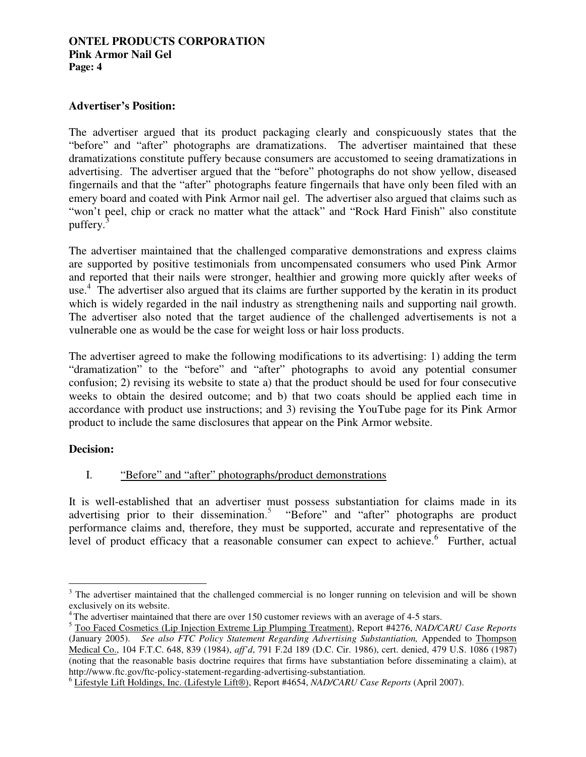**Advertiser's Position:**

The advertiser argued that its product packaging clearly and conspicuously states that the "before" and "after" photographs are dramatizations. The advertiser maintained that these dramatizations constitute puffery because consumers are accustomed to seeing dramatizations in advertising. The advertiser argued that the "before" photographs do not show yellow, diseased fingernails and that the "after" photographs feature fingernails that have only been filed with an emery board and coated with Pink Armor nail gel. The advertiser also argued that claims such as "won't peel, chip or crack no matter what the attack" and "Rock Hard Finish" also constitute puffery.[3]

The advertiser maintained that the challenged comparative demonstrations and express claims are supported by positive testimonials from uncompensated consumers who used Pink Armor and reported that their nails were stronger, healthier and growing more quickly after weeks of use.[4] The advertiser also argued that its claims are further supported by the keratin in its product which is widely regarded in the nail industry as strengthening nails and supporting nail growth. The advertiser also noted that the target audience of the challenged advertisements is not a vulnerable one as would be the case for weight loss or hair loss products.

The advertiser agreed to make the following modifications to its advertising: 1) adding the term "dramatization" to the "before" and "after" photographs to avoid any potential consumer confusion; 2) revising its website to state a) that the product should be used for four consecutive weeks to obtain the desired outcome; and b) that two coats should be applied each time in accordance with product use instructions; and 3) revising the YouTube page for its Pink Armor product to include the same disclosures that appear on the Pink Armor website.

**Decision:**

I. "Before" and "after" photographs/product demonstrations

It is well-established that an advertiser must possess substantiation for claims made in its advertising prior to their dissemination.[5] "Before" and "after" photographs are product performance claims and, therefore, they must be supported, accurate and representative of the level of product efficacy that a reasonable consumer can expect to achieve.[6] Further, actual

---

[3] The advertiser maintained that the challenged commercial is no longer running on television and will be shown exclusively on its website.

[4] The advertiser maintained that there are over 150 customer reviews with an average of 4-5 stars.

[5] Too Faced Cosmetics (Lip Injection Extreme Lip Plumping Treatment), Report #4276, *NAD/CARU Case Reports* (January 2005). *See also FTC Policy Statement Regarding Advertising Substantiation,* Appended to Thompson Medical Co., 104 F.T.C. 648, 839 (1984), *aff'd*, 791 F.2d 189 (D.C. Cir. 1986), cert. denied, 479 U.S. 1086 (1987) (noting that the reasonable basis doctrine requires that firms have substantiation before disseminating a claim), at http://www.ftc.gov/ftc-policy-statement-regarding-advertising-substantiation.

[6] Lifestyle Lift Holdings, Inc. (Lifestyle Lift®), Report #4654, *NAD/CARU Case Reports* (April 2007).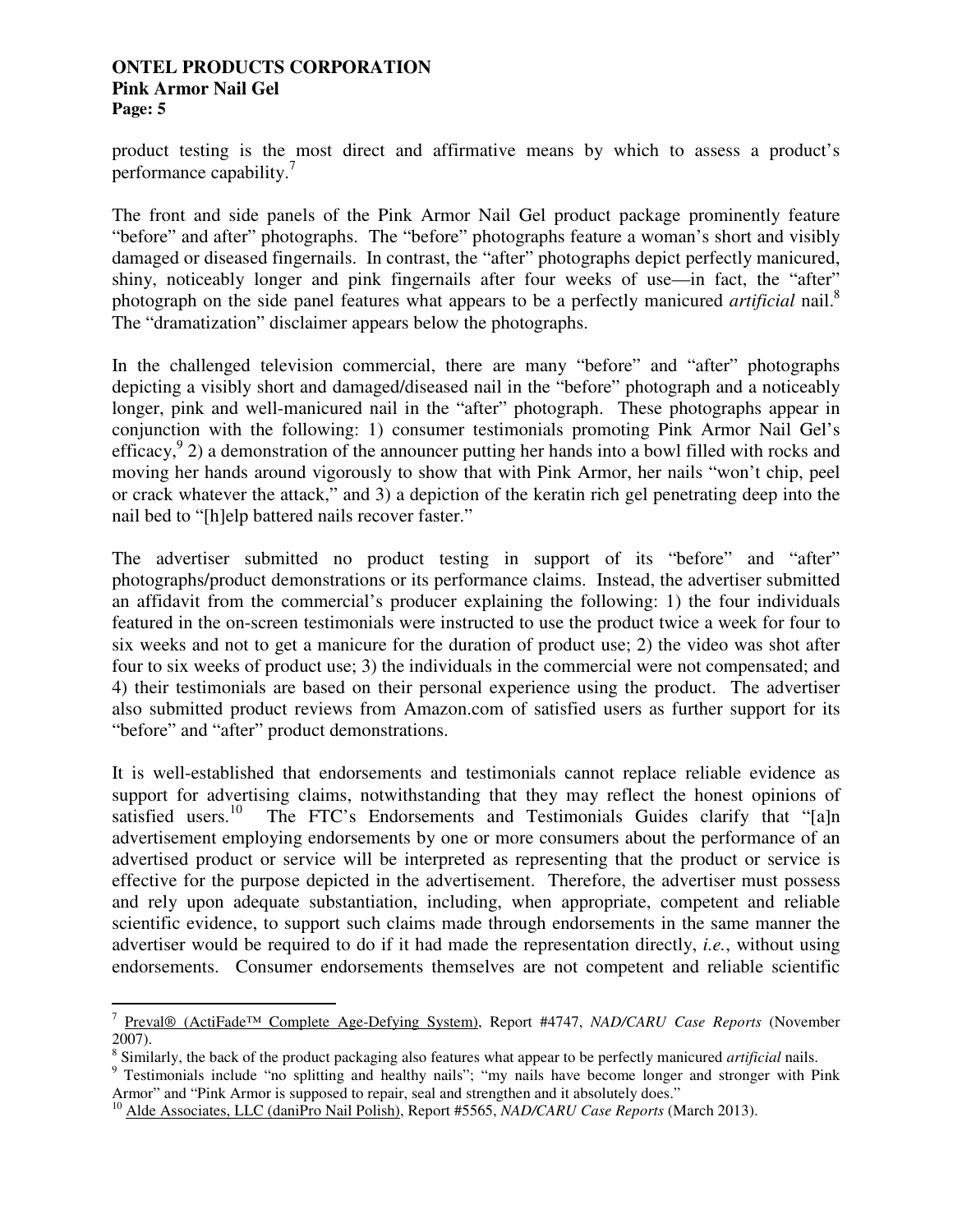product testing is the most direct and affirmative means by which to assess a product's performance capability.[7]

The front and side panels of the Pink Armor Nail Gel product package prominently feature "before" and after" photographs. The "before" photographs feature a woman's short and visibly damaged or diseased fingernails. In contrast, the "after" photographs depict perfectly manicured, shiny, noticeably longer and pink fingernails after four weeks of use—in fact, the "after" photograph on the side panel features what appears to be a perfectly manicured *artificial* nail.[8] The "dramatization" disclaimer appears below the photographs.

In the challenged television commercial, there are many "before" and "after" photographs depicting a visibly short and damaged/diseased nail in the "before" photograph and a noticeably longer, pink and well-manicured nail in the "after" photograph. These photographs appear in conjunction with the following: 1) consumer testimonials promoting Pink Armor Nail Gel's efficacy,[9] 2) a demonstration of the announcer putting her hands into a bowl filled with rocks and moving her hands around vigorously to show that with Pink Armor, her nails "won't chip, peel or crack whatever the attack," and 3) a depiction of the keratin rich gel penetrating deep into the nail bed to "[h]elp battered nails recover faster."

The advertiser submitted no product testing in support of its "before" and "after" photographs/product demonstrations or its performance claims. Instead, the advertiser submitted an affidavit from the commercial's producer explaining the following: 1) the four individuals featured in the on-screen testimonials were instructed to use the product twice a week for four to six weeks and not to get a manicure for the duration of product use; 2) the video was shot after four to six weeks of product use; 3) the individuals in the commercial were not compensated; and 4) their testimonials are based on their personal experience using the product. The advertiser also submitted product reviews from Amazon.com of satisfied users as further support for its "before" and "after" product demonstrations.

It is well-established that endorsements and testimonials cannot replace reliable evidence as support for advertising claims, notwithstanding that they may reflect the honest opinions of satisfied users.[10] The FTC's Endorsements and Testimonials Guides clarify that "[a]n advertisement employing endorsements by one or more consumers about the performance of an advertised product or service will be interpreted as representing that the product or service is effective for the purpose depicted in the advertisement. Therefore, the advertiser must possess and rely upon adequate substantiation, including, when appropriate, competent and reliable scientific evidence, to support such claims made through endorsements in the same manner the advertiser would be required to do if it had made the representation directly, *i.e.*, without using endorsements. Consumer endorsements themselves are not competent and reliable scientific

---

[7] Preval® (ActiFade™ Complete Age-Defying System), Report #4747, *NAD/CARU Case Reports* (November 2007).

[8] Similarly, the back of the product packaging also features what appear to be perfectly manicured *artificial* nails.

[9] Testimonials include "no splitting and healthy nails"; "my nails have become longer and stronger with Pink Armor" and "Pink Armor is supposed to repair, seal and strengthen and it absolutely does."

[10] Alde Associates, LLC (daniPro Nail Polish), Report #5565, *NAD/CARU Case Reports* (March 2013).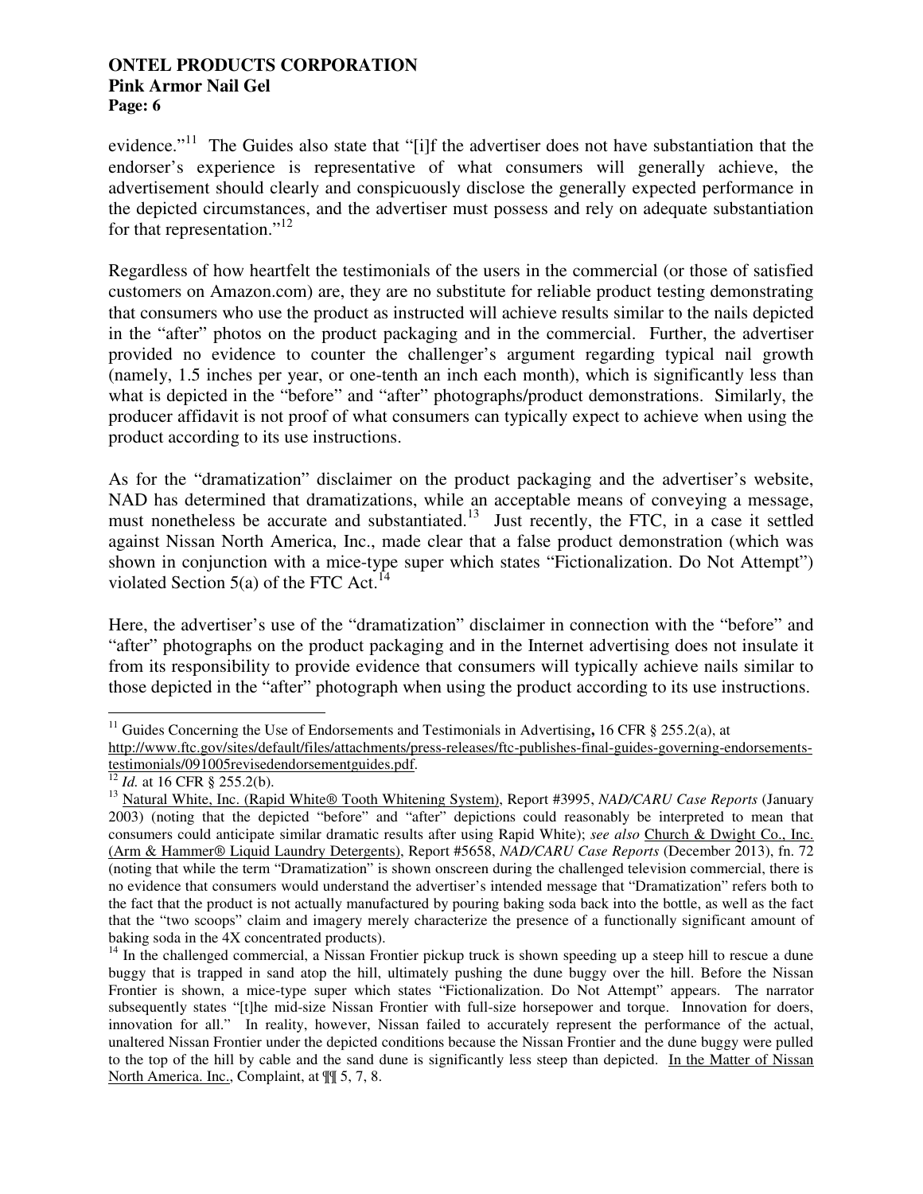evidence."[11] The Guides also state that "[i]f the advertiser does not have substantiation that the endorser's experience is representative of what consumers will generally achieve, the advertisement should clearly and conspicuously disclose the generally expected performance in the depicted circumstances, and the advertiser must possess and rely on adequate substantiation for that representation."[12]

Regardless of how heartfelt the testimonials of the users in the commercial (or those of satisfied customers on Amazon.com) are, they are no substitute for reliable product testing demonstrating that consumers who use the product as instructed will achieve results similar to the nails depicted in the "after" photos on the product packaging and in the commercial. Further, the advertiser provided no evidence to counter the challenger's argument regarding typical nail growth (namely, 1.5 inches per year, or one-tenth an inch each month), which is significantly less than what is depicted in the "before" and "after" photographs/product demonstrations. Similarly, the producer affidavit is not proof of what consumers can typically expect to achieve when using the product according to its use instructions.

As for the "dramatization" disclaimer on the product packaging and the advertiser's website, NAD has determined that dramatizations, while an acceptable means of conveying a message, must nonetheless be accurate and substantiated.[13] Just recently, the FTC, in a case it settled against Nissan North America, Inc., made clear that a false product demonstration (which was shown in conjunction with a mice-type super which states "Fictionalization. Do Not Attempt") violated Section 5(a) of the FTC Act.[14]

Here, the advertiser's use of the "dramatization" disclaimer in connection with the "before" and "after" photographs on the product packaging and in the Internet advertising does not insulate it from its responsibility to provide evidence that consumers will typically achieve nails similar to those depicted in the "after" photograph when using the product according to its use instructions.

---

[11] Guides Concerning the Use of Endorsements and Testimonials in Advertising**,** 16 CFR § 255.2(a), at http://www.ftc.gov/sites/default/files/attachments/press-releases/ftc-publishes-final-guides-governing-endorsements-testimonials/091005revisedendorsementguides.pdf.

[12] *Id.* at 16 CFR § 255.2(b).

[13] Natural White, Inc. (Rapid White® Tooth Whitening System), Report #3995, *NAD/CARU Case Reports* (January 2003) (noting that the depicted "before" and "after" depictions could reasonably be interpreted to mean that consumers could anticipate similar dramatic results after using Rapid White); *see also* Church & Dwight Co., Inc. (Arm & Hammer® Liquid Laundry Detergents), Report #5658, *NAD/CARU Case Reports* (December 2013), fn. 72 (noting that while the term "Dramatization" is shown onscreen during the challenged television commercial, there is no evidence that consumers would understand the advertiser's intended message that "Dramatization" refers both to the fact that the product is not actually manufactured by pouring baking soda back into the bottle, as well as the fact that the "two scoops" claim and imagery merely characterize the presence of a functionally significant amount of baking soda in the 4X concentrated products).

[14] In the challenged commercial, a Nissan Frontier pickup truck is shown speeding up a steep hill to rescue a dune buggy that is trapped in sand atop the hill, ultimately pushing the dune buggy over the hill. Before the Nissan Frontier is shown, a mice-type super which states "Fictionalization. Do Not Attempt" appears. The narrator subsequently states "[t]he mid-size Nissan Frontier with full-size horsepower and torque. Innovation for doers, innovation for all." In reality, however, Nissan failed to accurately represent the performance of the actual, unaltered Nissan Frontier under the depicted conditions because the Nissan Frontier and the dune buggy were pulled to the top of the hill by cable and the sand dune is significantly less steep than depicted. In the Matter of Nissan North America. Inc., Complaint, at ¶¶ 5, 7, 8.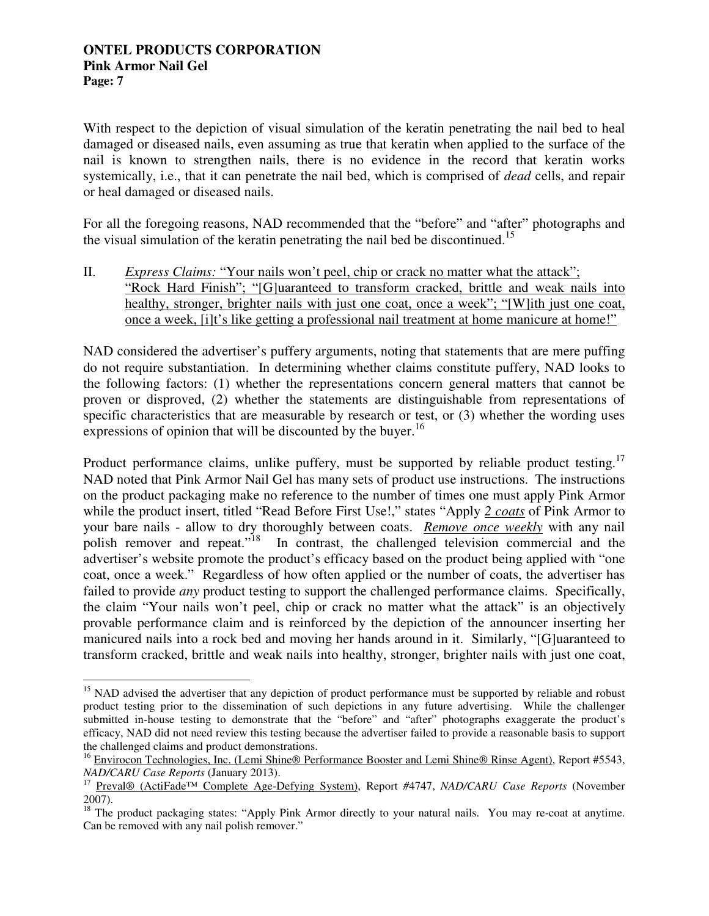With respect to the depiction of visual simulation of the keratin penetrating the nail bed to heal damaged or diseased nails, even assuming as true that keratin when applied to the surface of the nail is known to strengthen nails, there is no evidence in the record that keratin works systemically, i.e., that it can penetrate the nail bed, which is comprised of *dead* cells, and repair or heal damaged or diseased nails.

For all the foregoing reasons, NAD recommended that the "before" and "after" photographs and the visual simulation of the keratin penetrating the nail bed be discontinued.[15]

II. *Express Claims:* <u>"Your nails won't peel, chip or crack no matter what the attack"; "Rock Hard Finish"; "[G]uaranteed to transform cracked, brittle and weak nails into healthy, stronger, brighter nails with just one coat, once a week"; "[W]ith just one coat, once a week, [i]t's like getting a professional nail treatment at home manicure at home!"</u>

NAD considered the advertiser's puffery arguments, noting that statements that are mere puffing do not require substantiation. In determining whether claims constitute puffery, NAD looks to the following factors: (1) whether the representations concern general matters that cannot be proven or disproved, (2) whether the statements are distinguishable from representations of specific characteristics that are measurable by research or test, or (3) whether the wording uses expressions of opinion that will be discounted by the buyer.[16]

Product performance claims, unlike puffery, must be supported by reliable product testing.[17] NAD noted that Pink Armor Nail Gel has many sets of product use instructions. The instructions on the product packaging make no reference to the number of times one must apply Pink Armor while the product insert, titled "Read Before First Use!," states "Apply *<u>2 coats</u>* of Pink Armor to your bare nails - allow to dry thoroughly between coats. *<u>Remove once weekly</u>* with any nail polish remover and repeat."[18] In contrast, the challenged television commercial and the advertiser's website promote the product's efficacy based on the product being applied with "one coat, once a week." Regardless of how often applied or the number of coats, the advertiser has failed to provide *any* product testing to support the challenged performance claims. Specifically, the claim "Your nails won't peel, chip or crack no matter what the attack" is an objectively provable performance claim and is reinforced by the depiction of the announcer inserting her manicured nails into a rock bed and moving her hands around in it. Similarly, "[G]uaranteed to transform cracked, brittle and weak nails into healthy, stronger, brighter nails with just one coat,

---

[15] NAD advised the advertiser that any depiction of product performance must be supported by reliable and robust product testing prior to the dissemination of such depictions in any future advertising. While the challenger submitted in-house testing to demonstrate that the "before" and "after" photographs exaggerate the product's efficacy, NAD did not need review this testing because the advertiser failed to provide a reasonable basis to support the challenged claims and product demonstrations.

[16] <u>Envirocon Technologies, Inc. (Lemi Shine® Performance Booster and Lemi Shine® Rinse Agent)</u>, Report #5543, *NAD/CARU Case Reports* (January 2013).

[17] <u>Preval® (ActiFade™ Complete Age-Defying System)</u>, Report #4747, *NAD/CARU Case Reports* (November 2007).

[18] The product packaging states: "Apply Pink Armor directly to your natural nails. You may re-coat at anytime. Can be removed with any nail polish remover."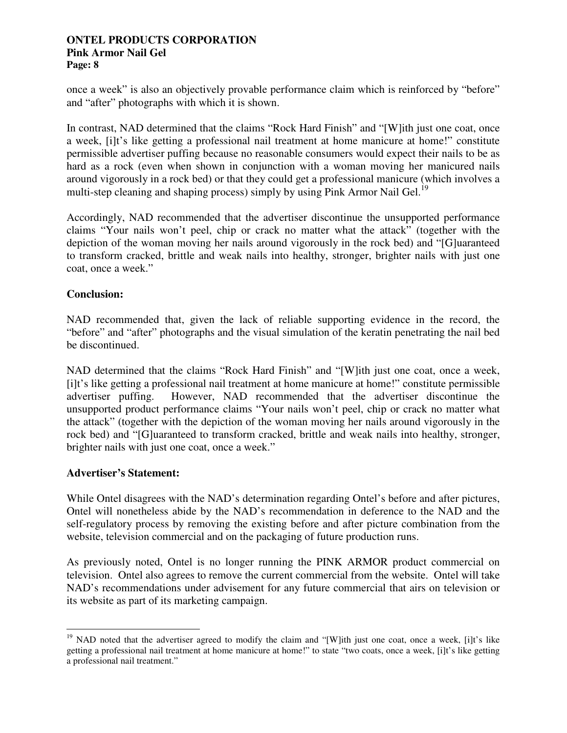once a week" is also an objectively provable performance claim which is reinforced by "before" and "after" photographs with which it is shown.

In contrast, NAD determined that the claims "Rock Hard Finish" and "[W]ith just one coat, once a week, [i]t's like getting a professional nail treatment at home manicure at home!" constitute permissible advertiser puffing because no reasonable consumers would expect their nails to be as hard as a rock (even when shown in conjunction with a woman moving her manicured nails around vigorously in a rock bed) or that they could get a professional manicure (which involves a multi-step cleaning and shaping process) simply by using Pink Armor Nail Gel.[19]

Accordingly, NAD recommended that the advertiser discontinue the unsupported performance claims "Your nails won't peel, chip or crack no matter what the attack" (together with the depiction of the woman moving her nails around vigorously in the rock bed) and "[G]uaranteed to transform cracked, brittle and weak nails into healthy, stronger, brighter nails with just one coat, once a week."

**Conclusion:**

NAD recommended that, given the lack of reliable supporting evidence in the record, the "before" and "after" photographs and the visual simulation of the keratin penetrating the nail bed be discontinued.

NAD determined that the claims "Rock Hard Finish" and "[W]ith just one coat, once a week, [i]t's like getting a professional nail treatment at home manicure at home!" constitute permissible advertiser puffing. However, NAD recommended that the advertiser discontinue the unsupported product performance claims "Your nails won't peel, chip or crack no matter what the attack" (together with the depiction of the woman moving her nails around vigorously in the rock bed) and "[G]uaranteed to transform cracked, brittle and weak nails into healthy, stronger, brighter nails with just one coat, once a week."

**Advertiser's Statement:**

While Ontel disagrees with the NAD's determination regarding Ontel's before and after pictures, Ontel will nonetheless abide by the NAD's recommendation in deference to the NAD and the self-regulatory process by removing the existing before and after picture combination from the website, television commercial and on the packaging of future production runs.

As previously noted, Ontel is no longer running the PINK ARMOR product commercial on television. Ontel also agrees to remove the current commercial from the website. Ontel will take NAD's recommendations under advisement for any future commercial that airs on television or its website as part of its marketing campaign.

---

[19] NAD noted that the advertiser agreed to modify the claim and "[W]ith just one coat, once a week, [i]t's like getting a professional nail treatment at home manicure at home!" to state "two coats, once a week, [i]t's like getting a professional nail treatment."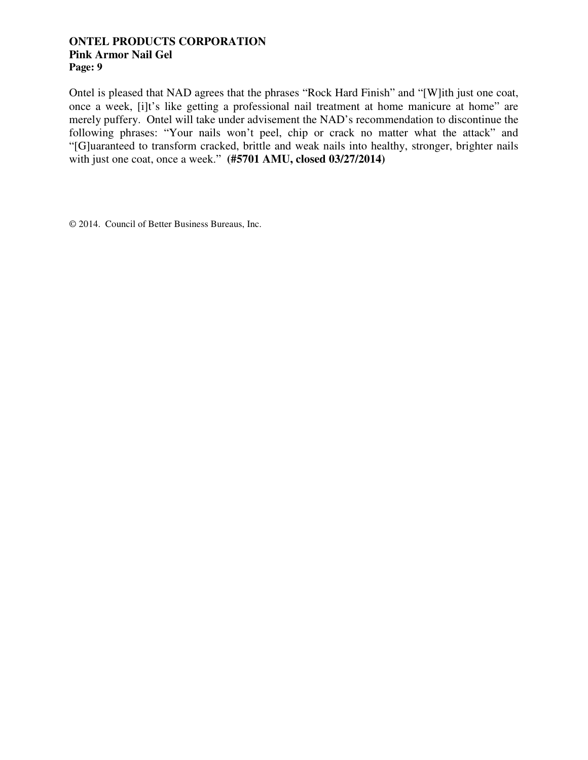Ontel is pleased that NAD agrees that the phrases "Rock Hard Finish" and "[W]ith just one coat, once a week, [i]t's like getting a professional nail treatment at home manicure at home" are merely puffery. Ontel will take under advisement the NAD's recommendation to discontinue the following phrases: "Your nails won't peel, chip or crack no matter what the attack" and "[G]uaranteed to transform cracked, brittle and weak nails into healthy, stronger, brighter nails with just one coat, once a week." **(#5701 AMU, closed 03/27/2014)**

© 2014. Council of Better Business Bureaus, Inc.